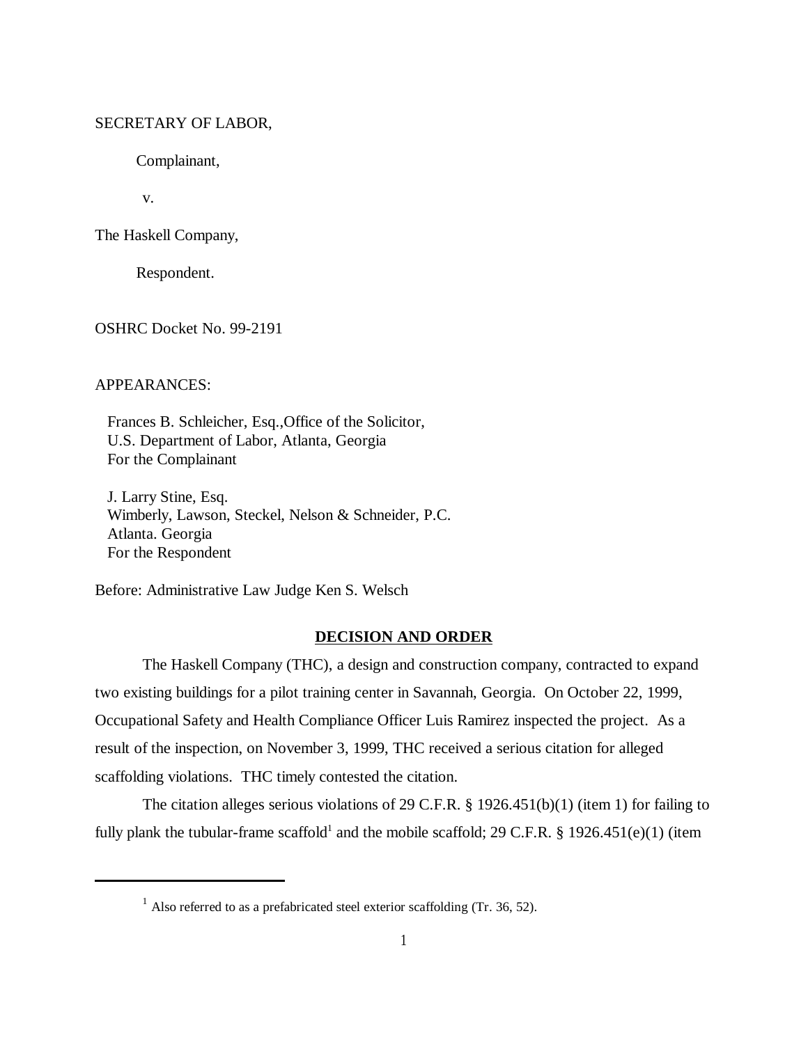SECRETARY OF LABOR,

Complainant,

v.

The Haskell Company,

Respondent.

OSHRC Docket No. 99-2191

APPEARANCES:

Frances B. Schleicher, Esq.,Office of the Solicitor,
U.S. Department of Labor, Atlanta, Georgia
For the Complainant

J. Larry Stine, Esq.
Wimberly, Lawson, Steckel, Nelson & Schneider, P.C.
Atlanta. Georgia
For the Respondent

Before: Administrative Law Judge Ken S. Welsch

**DECISION AND ORDER**

The Haskell Company (THC), a design and construction company, contracted to expand two existing buildings for a pilot training center in Savannah, Georgia. On October 22, 1999, Occupational Safety and Health Compliance Officer Luis Ramirez inspected the project. As a result of the inspection, on November 3, 1999, THC received a serious citation for alleged scaffolding violations. THC timely contested the citation.

The citation alleges serious violations of 29 C.F.R. § 1926.451(b)(1) (item 1) for failing to fully plank the tubular-frame scaffold[1] and the mobile scaffold; 29 C.F.R. § 1926.451(e)(1) (item

[1] Also referred to as a prefabricated steel exterior scaffolding (Tr. 36, 52).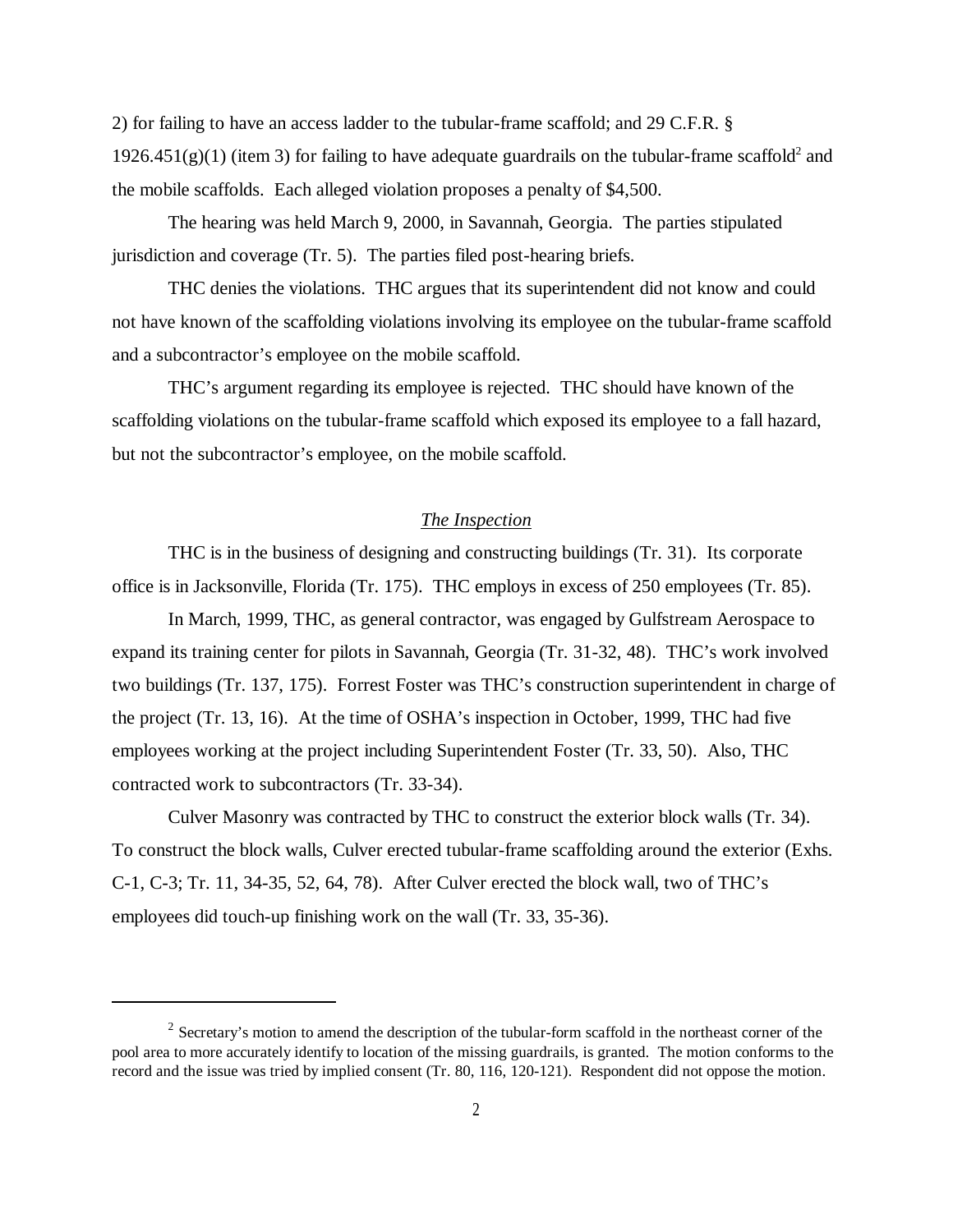2) for failing to have an access ladder to the tubular-frame scaffold; and 29 C.F.R. § 1926.451(g)(1) (item 3) for failing to have adequate guardrails on the tubular-frame scaffold[2] and the mobile scaffolds. Each alleged violation proposes a penalty of $4,500.

The hearing was held March 9, 2000, in Savannah, Georgia. The parties stipulated jurisdiction and coverage (Tr. 5). The parties filed post-hearing briefs.

THC denies the violations. THC argues that its superintendent did not know and could not have known of the scaffolding violations involving its employee on the tubular-frame scaffold and a subcontractor's employee on the mobile scaffold.

THC's argument regarding its employee is rejected. THC should have known of the scaffolding violations on the tubular-frame scaffold which exposed its employee to a fall hazard, but not the subcontractor's employee, on the mobile scaffold.

## *The Inspection*

THC is in the business of designing and constructing buildings (Tr. 31). Its corporate office is in Jacksonville, Florida (Tr. 175). THC employs in excess of 250 employees (Tr. 85).

In March, 1999, THC, as general contractor, was engaged by Gulfstream Aerospace to expand its training center for pilots in Savannah, Georgia (Tr. 31-32, 48). THC's work involved two buildings (Tr. 137, 175). Forrest Foster was THC's construction superintendent in charge of the project (Tr. 13, 16). At the time of OSHA's inspection in October, 1999, THC had five employees working at the project including Superintendent Foster (Tr. 33, 50). Also, THC contracted work to subcontractors (Tr. 33-34).

Culver Masonry was contracted by THC to construct the exterior block walls (Tr. 34). To construct the block walls, Culver erected tubular-frame scaffolding around the exterior (Exhs. C-1, C-3; Tr. 11, 34-35, 52, 64, 78). After Culver erected the block wall, two of THC's employees did touch-up finishing work on the wall (Tr. 33, 35-36).

---

[2] Secretary's motion to amend the description of the tubular-form scaffold in the northeast corner of the pool area to more accurately identify to location of the missing guardrails, is granted. The motion conforms to the record and the issue was tried by implied consent (Tr. 80, 116, 120-121). Respondent did not oppose the motion.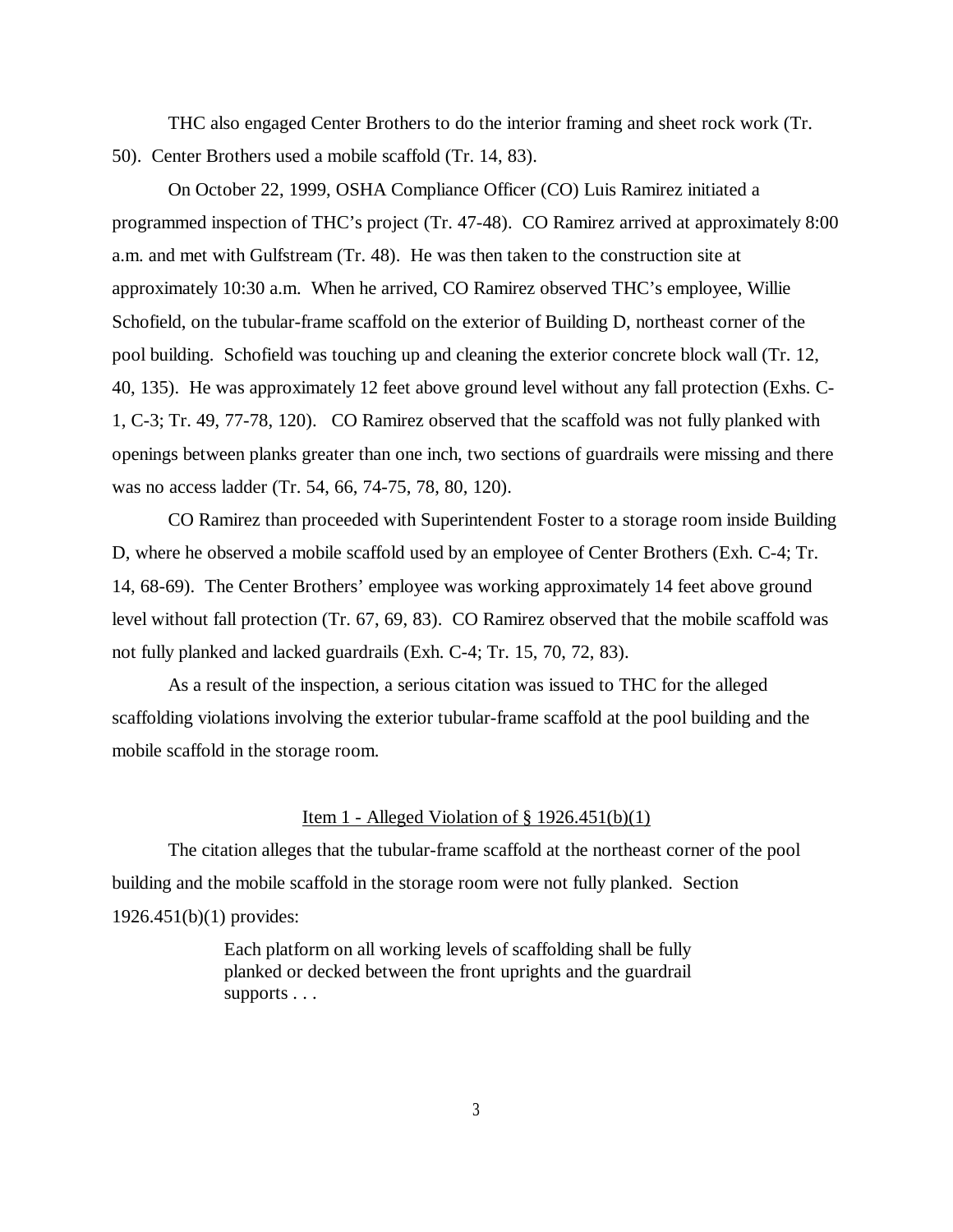THC also engaged Center Brothers to do the interior framing and sheet rock work (Tr. 50). Center Brothers used a mobile scaffold (Tr. 14, 83).

On October 22, 1999, OSHA Compliance Officer (CO) Luis Ramirez initiated a programmed inspection of THC's project (Tr. 47-48). CO Ramirez arrived at approximately 8:00 a.m. and met with Gulfstream (Tr. 48). He was then taken to the construction site at approximately 10:30 a.m. When he arrived, CO Ramirez observed THC's employee, Willie Schofield, on the tubular-frame scaffold on the exterior of Building D, northeast corner of the pool building. Schofield was touching up and cleaning the exterior concrete block wall (Tr. 12, 40, 135). He was approximately 12 feet above ground level without any fall protection (Exhs. C-1, C-3; Tr. 49, 77-78, 120). CO Ramirez observed that the scaffold was not fully planked with openings between planks greater than one inch, two sections of guardrails were missing and there was no access ladder (Tr. 54, 66, 74-75, 78, 80, 120).

CO Ramirez than proceeded with Superintendent Foster to a storage room inside Building D, where he observed a mobile scaffold used by an employee of Center Brothers (Exh. C-4; Tr. 14, 68-69). The Center Brothers' employee was working approximately 14 feet above ground level without fall protection (Tr. 67, 69, 83). CO Ramirez observed that the mobile scaffold was not fully planked and lacked guardrails (Exh. C-4; Tr. 15, 70, 72, 83).

As a result of the inspection, a serious citation was issued to THC for the alleged scaffolding violations involving the exterior tubular-frame scaffold at the pool building and the mobile scaffold in the storage room.

## Item 1 - Alleged Violation of § 1926.451(b)(1)

The citation alleges that the tubular-frame scaffold at the northeast corner of the pool building and the mobile scaffold in the storage room were not fully planked. Section 1926.451(b)(1) provides:

> Each platform on all working levels of scaffolding shall be fully planked or decked between the front uprights and the guardrail supports . . .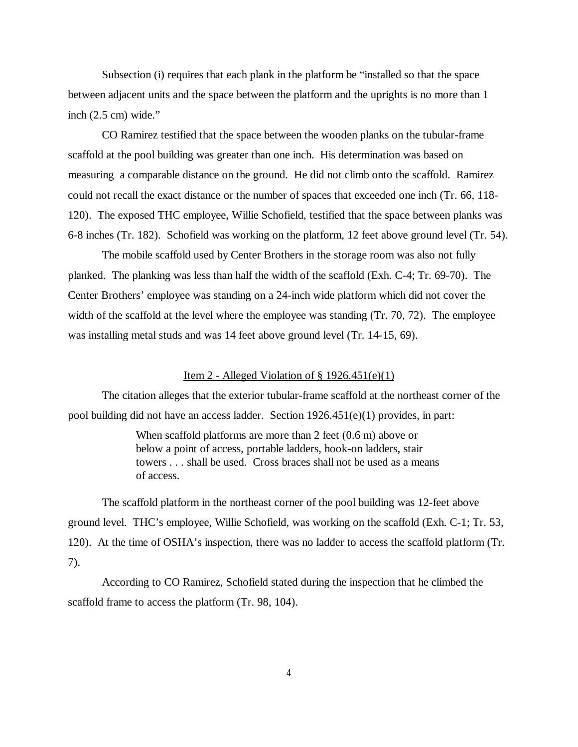Subsection (i) requires that each plank in the platform be "installed so that the space between adjacent units and the space between the platform and the uprights is no more than 1 inch (2.5 cm) wide."

CO Ramirez testified that the space between the wooden planks on the tubular-frame scaffold at the pool building was greater than one inch. His determination was based on measuring a comparable distance on the ground. He did not climb onto the scaffold. Ramirez could not recall the exact distance or the number of spaces that exceeded one inch (Tr. 66, 118-120). The exposed THC employee, Willie Schofield, testified that the space between planks was 6-8 inches (Tr. 182). Schofield was working on the platform, 12 feet above ground level (Tr. 54).

The mobile scaffold used by Center Brothers in the storage room was also not fully planked. The planking was less than half the width of the scaffold (Exh. C-4; Tr. 69-70). The Center Brothers' employee was standing on a 24-inch wide platform which did not cover the width of the scaffold at the level where the employee was standing (Tr. 70, 72). The employee was installing metal studs and was 14 feet above ground level (Tr. 14-15, 69).

<u>Item 2 - Alleged Violation of § 1926.451(e)(1)</u>

The citation alleges that the exterior tubular-frame scaffold at the northeast corner of the pool building did not have an access ladder. Section 1926.451(e)(1) provides, in part:

> When scaffold platforms are more than 2 feet (0.6 m) above or below a point of access, portable ladders, hook-on ladders, stair towers . . . shall be used. Cross braces shall not be used as a means of access.

The scaffold platform in the northeast corner of the pool building was 12-feet above ground level. THC's employee, Willie Schofield, was working on the scaffold (Exh. C-1; Tr. 53, 120). At the time of OSHA's inspection, there was no ladder to access the scaffold platform (Tr. 7).

According to CO Ramirez, Schofield stated during the inspection that he climbed the scaffold frame to access the platform (Tr. 98, 104).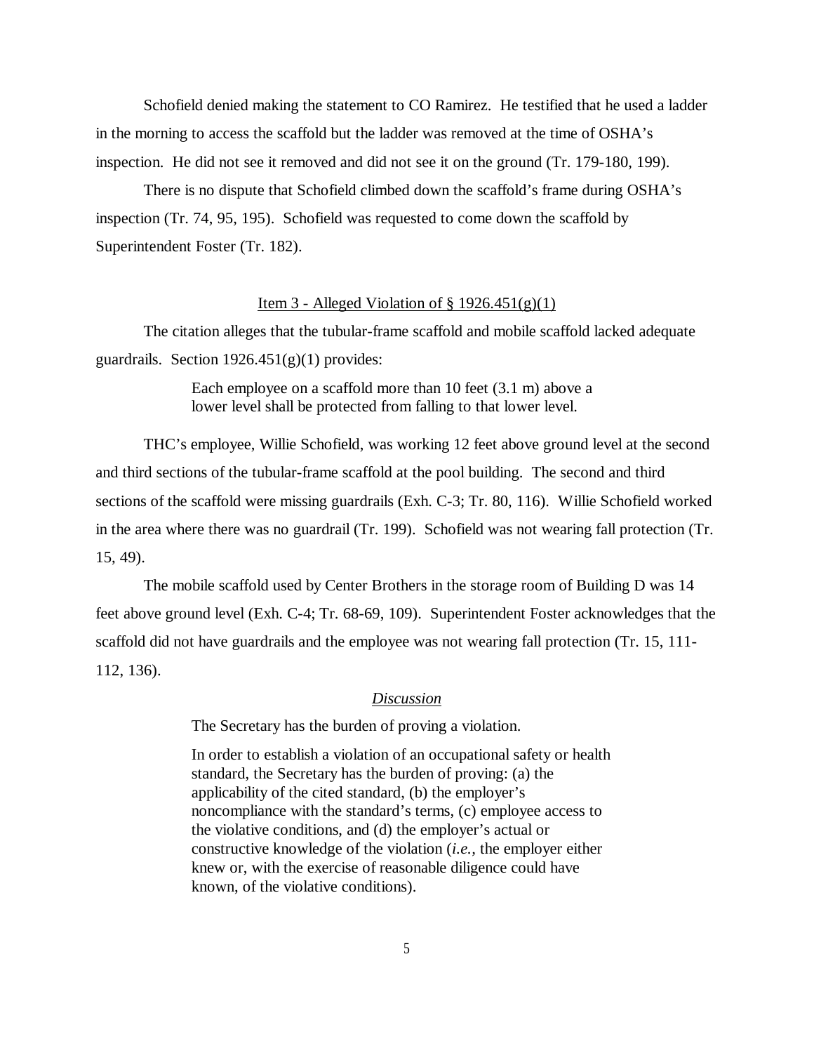Schofield denied making the statement to CO Ramirez. He testified that he used a ladder in the morning to access the scaffold but the ladder was removed at the time of OSHA's inspection. He did not see it removed and did not see it on the ground (Tr. 179-180, 199).

There is no dispute that Schofield climbed down the scaffold's frame during OSHA's inspection (Tr. 74, 95, 195). Schofield was requested to come down the scaffold by Superintendent Foster (Tr. 182).

<u>Item 3 - Alleged Violation of § 1926.451(g)(1)</u>

The citation alleges that the tubular-frame scaffold and mobile scaffold lacked adequate guardrails. Section 1926.451(g)(1) provides:

> Each employee on a scaffold more than 10 feet (3.1 m) above a lower level shall be protected from falling to that lower level.

THC's employee, Willie Schofield, was working 12 feet above ground level at the second and third sections of the tubular-frame scaffold at the pool building. The second and third sections of the scaffold were missing guardrails (Exh. C-3; Tr. 80, 116). Willie Schofield worked in the area where there was no guardrail (Tr. 199). Schofield was not wearing fall protection (Tr. 15, 49).

The mobile scaffold used by Center Brothers in the storage room of Building D was 14 feet above ground level (Exh. C-4; Tr. 68-69, 109). Superintendent Foster acknowledges that the scaffold did not have guardrails and the employee was not wearing fall protection (Tr. 15, 111-112, 136).

<u>*Discussion*</u>

> The Secretary has the burden of proving a violation.
>
> In order to establish a violation of an occupational safety or health standard, the Secretary has the burden of proving: (a) the applicability of the cited standard, (b) the employer's noncompliance with the standard's terms, (c) employee access to the violative conditions, and (d) the employer's actual or constructive knowledge of the violation (*i.e.*, the employer either knew or, with the exercise of reasonable diligence could have known, of the violative conditions).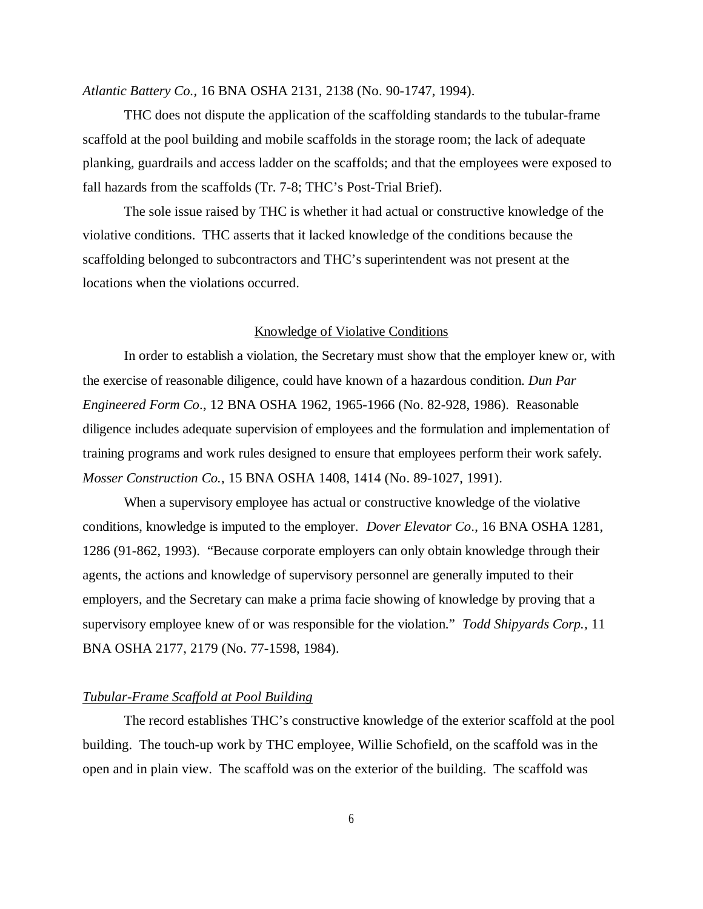*Atlantic Battery Co.,* 16 BNA OSHA 2131, 2138 (No. 90-1747, 1994).

THC does not dispute the application of the scaffolding standards to the tubular-frame scaffold at the pool building and mobile scaffolds in the storage room; the lack of adequate planking, guardrails and access ladder on the scaffolds; and that the employees were exposed to fall hazards from the scaffolds (Tr. 7-8; THC's Post-Trial Brief).

The sole issue raised by THC is whether it had actual or constructive knowledge of the violative conditions. THC asserts that it lacked knowledge of the conditions because the scaffolding belonged to subcontractors and THC's superintendent was not present at the locations when the violations occurred.

## Knowledge of Violative Conditions

In order to establish a violation, the Secretary must show that the employer knew or, with the exercise of reasonable diligence, could have known of a hazardous condition. *Dun Par Engineered Form Co*., 12 BNA OSHA 1962, 1965-1966 (No. 82-928, 1986). Reasonable diligence includes adequate supervision of employees and the formulation and implementation of training programs and work rules designed to ensure that employees perform their work safely. *Mosser Construction Co.*, 15 BNA OSHA 1408, 1414 (No. 89-1027, 1991).

When a supervisory employee has actual or constructive knowledge of the violative conditions, knowledge is imputed to the employer. *Dover Elevator Co*., 16 BNA OSHA 1281, 1286 (91-862, 1993). "Because corporate employers can only obtain knowledge through their agents, the actions and knowledge of supervisory personnel are generally imputed to their employers, and the Secretary can make a prima facie showing of knowledge by proving that a supervisory employee knew of or was responsible for the violation." *Todd Shipyards Corp.,* 11 BNA OSHA 2177, 2179 (No. 77-1598, 1984).

### *Tubular-Frame Scaffold at Pool Building*

The record establishes THC's constructive knowledge of the exterior scaffold at the pool building. The touch-up work by THC employee, Willie Schofield, on the scaffold was in the open and in plain view. The scaffold was on the exterior of the building. The scaffold was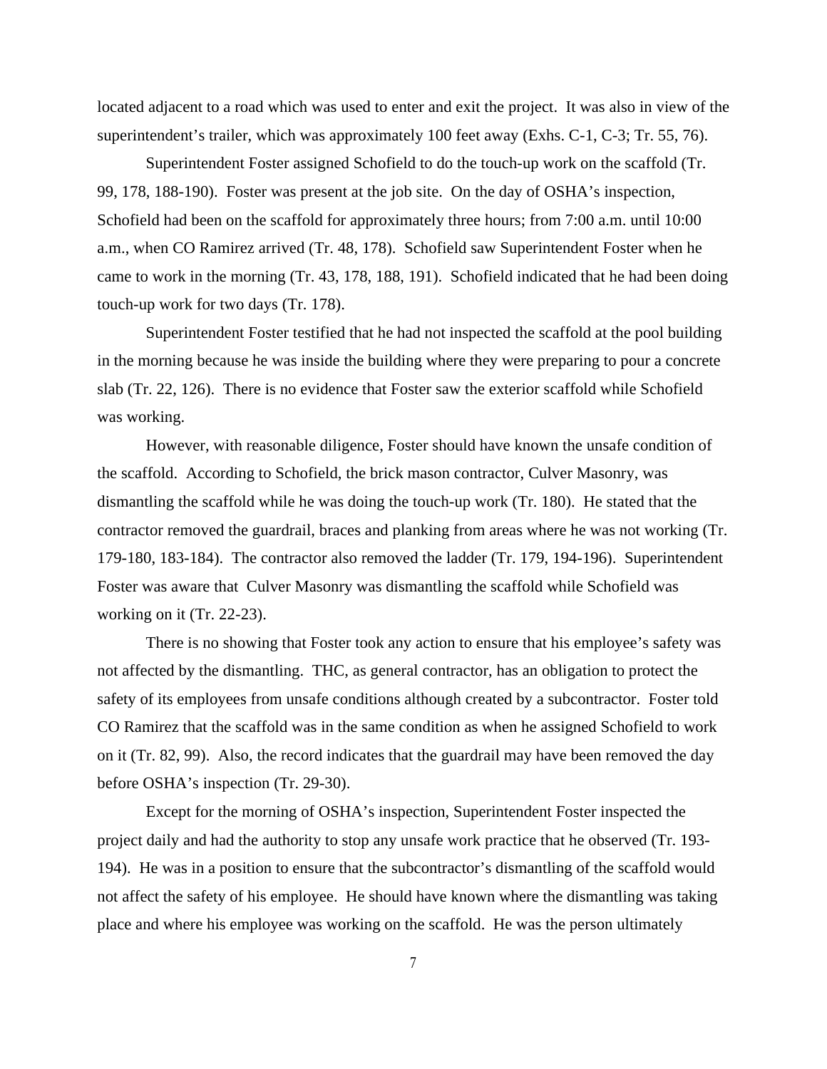located adjacent to a road which was used to enter and exit the project. It was also in view of the superintendent's trailer, which was approximately 100 feet away (Exhs. C-1, C-3; Tr. 55, 76).

Superintendent Foster assigned Schofield to do the touch-up work on the scaffold (Tr. 99, 178, 188-190). Foster was present at the job site. On the day of OSHA's inspection, Schofield had been on the scaffold for approximately three hours; from 7:00 a.m. until 10:00 a.m., when CO Ramirez arrived (Tr. 48, 178). Schofield saw Superintendent Foster when he came to work in the morning (Tr. 43, 178, 188, 191). Schofield indicated that he had been doing touch-up work for two days (Tr. 178).

Superintendent Foster testified that he had not inspected the scaffold at the pool building in the morning because he was inside the building where they were preparing to pour a concrete slab (Tr. 22, 126). There is no evidence that Foster saw the exterior scaffold while Schofield was working.

However, with reasonable diligence, Foster should have known the unsafe condition of the scaffold. According to Schofield, the brick mason contractor, Culver Masonry, was dismantling the scaffold while he was doing the touch-up work (Tr. 180). He stated that the contractor removed the guardrail, braces and planking from areas where he was not working (Tr. 179-180, 183-184). The contractor also removed the ladder (Tr. 179, 194-196). Superintendent Foster was aware that Culver Masonry was dismantling the scaffold while Schofield was working on it (Tr. 22-23).

There is no showing that Foster took any action to ensure that his employee's safety was not affected by the dismantling. THC, as general contractor, has an obligation to protect the safety of its employees from unsafe conditions although created by a subcontractor. Foster told CO Ramirez that the scaffold was in the same condition as when he assigned Schofield to work on it (Tr. 82, 99). Also, the record indicates that the guardrail may have been removed the day before OSHA's inspection (Tr. 29-30).

Except for the morning of OSHA's inspection, Superintendent Foster inspected the project daily and had the authority to stop any unsafe work practice that he observed (Tr. 193-194). He was in a position to ensure that the subcontractor's dismantling of the scaffold would not affect the safety of his employee. He should have known where the dismantling was taking place and where his employee was working on the scaffold. He was the person ultimately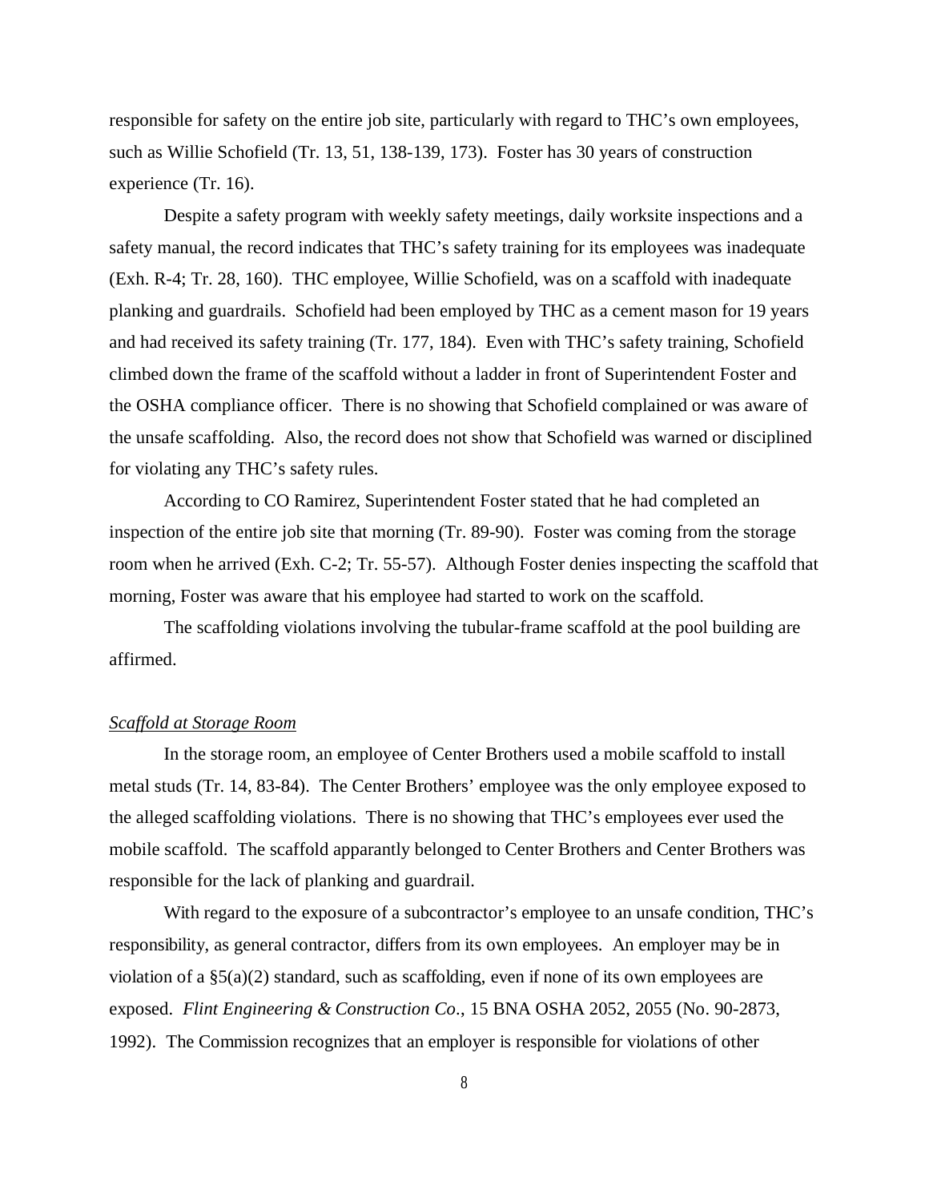responsible for safety on the entire job site, particularly with regard to THC's own employees, such as Willie Schofield (Tr. 13, 51, 138-139, 173). Foster has 30 years of construction experience (Tr. 16).

Despite a safety program with weekly safety meetings, daily worksite inspections and a safety manual, the record indicates that THC's safety training for its employees was inadequate (Exh. R-4; Tr. 28, 160). THC employee, Willie Schofield, was on a scaffold with inadequate planking and guardrails. Schofield had been employed by THC as a cement mason for 19 years and had received its safety training (Tr. 177, 184). Even with THC's safety training, Schofield climbed down the frame of the scaffold without a ladder in front of Superintendent Foster and the OSHA compliance officer. There is no showing that Schofield complained or was aware of the unsafe scaffolding. Also, the record does not show that Schofield was warned or disciplined for violating any THC's safety rules.

According to CO Ramirez, Superintendent Foster stated that he had completed an inspection of the entire job site that morning (Tr. 89-90). Foster was coming from the storage room when he arrived (Exh. C-2; Tr. 55-57). Although Foster denies inspecting the scaffold that morning, Foster was aware that his employee had started to work on the scaffold.

The scaffolding violations involving the tubular-frame scaffold at the pool building are affirmed.

*Scaffold at Storage Room*

In the storage room, an employee of Center Brothers used a mobile scaffold to install metal studs (Tr. 14, 83-84). The Center Brothers' employee was the only employee exposed to the alleged scaffolding violations. There is no showing that THC's employees ever used the mobile scaffold. The scaffold apparently belonged to Center Brothers and Center Brothers was responsible for the lack of planking and guardrail.

With regard to the exposure of a subcontractor's employee to an unsafe condition, THC's responsibility, as general contractor, differs from its own employees. An employer may be in violation of a §5(a)(2) standard, such as scaffolding, even if none of its own employees are exposed. *Flint Engineering & Construction Co*., 15 BNA OSHA 2052, 2055 (No. 90-2873, 1992). The Commission recognizes that an employer is responsible for violations of other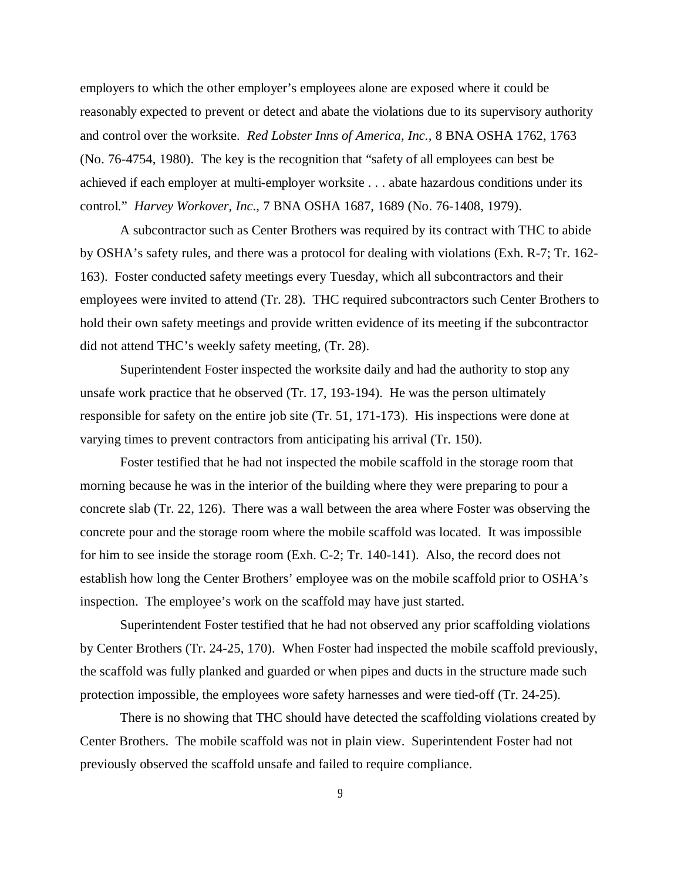employers to which the other employer's employees alone are exposed where it could be reasonably expected to prevent or detect and abate the violations due to its supervisory authority and control over the worksite. *Red Lobster Inns of America, Inc.*, 8 BNA OSHA 1762, 1763 (No. 76-4754, 1980). The key is the recognition that "safety of all employees can best be achieved if each employer at multi-employer worksite . . . abate hazardous conditions under its control." *Harvey Workover, Inc*., 7 BNA OSHA 1687, 1689 (No. 76-1408, 1979).

A subcontractor such as Center Brothers was required by its contract with THC to abide by OSHA's safety rules, and there was a protocol for dealing with violations (Exh. R-7; Tr. 162-163). Foster conducted safety meetings every Tuesday, which all subcontractors and their employees were invited to attend (Tr. 28). THC required subcontractors such Center Brothers to hold their own safety meetings and provide written evidence of its meeting if the subcontractor did not attend THC's weekly safety meeting, (Tr. 28).

Superintendent Foster inspected the worksite daily and had the authority to stop any unsafe work practice that he observed (Tr. 17, 193-194). He was the person ultimately responsible for safety on the entire job site (Tr. 51, 171-173). His inspections were done at varying times to prevent contractors from anticipating his arrival (Tr. 150).

Foster testified that he had not inspected the mobile scaffold in the storage room that morning because he was in the interior of the building where they were preparing to pour a concrete slab (Tr. 22, 126). There was a wall between the area where Foster was observing the concrete pour and the storage room where the mobile scaffold was located. It was impossible for him to see inside the storage room (Exh. C-2; Tr. 140-141). Also, the record does not establish how long the Center Brothers' employee was on the mobile scaffold prior to OSHA's inspection. The employee's work on the scaffold may have just started.

Superintendent Foster testified that he had not observed any prior scaffolding violations by Center Brothers (Tr. 24-25, 170). When Foster had inspected the mobile scaffold previously, the scaffold was fully planked and guarded or when pipes and ducts in the structure made such protection impossible, the employees wore safety harnesses and were tied-off (Tr. 24-25).

There is no showing that THC should have detected the scaffolding violations created by Center Brothers. The mobile scaffold was not in plain view. Superintendent Foster had not previously observed the scaffold unsafe and failed to require compliance.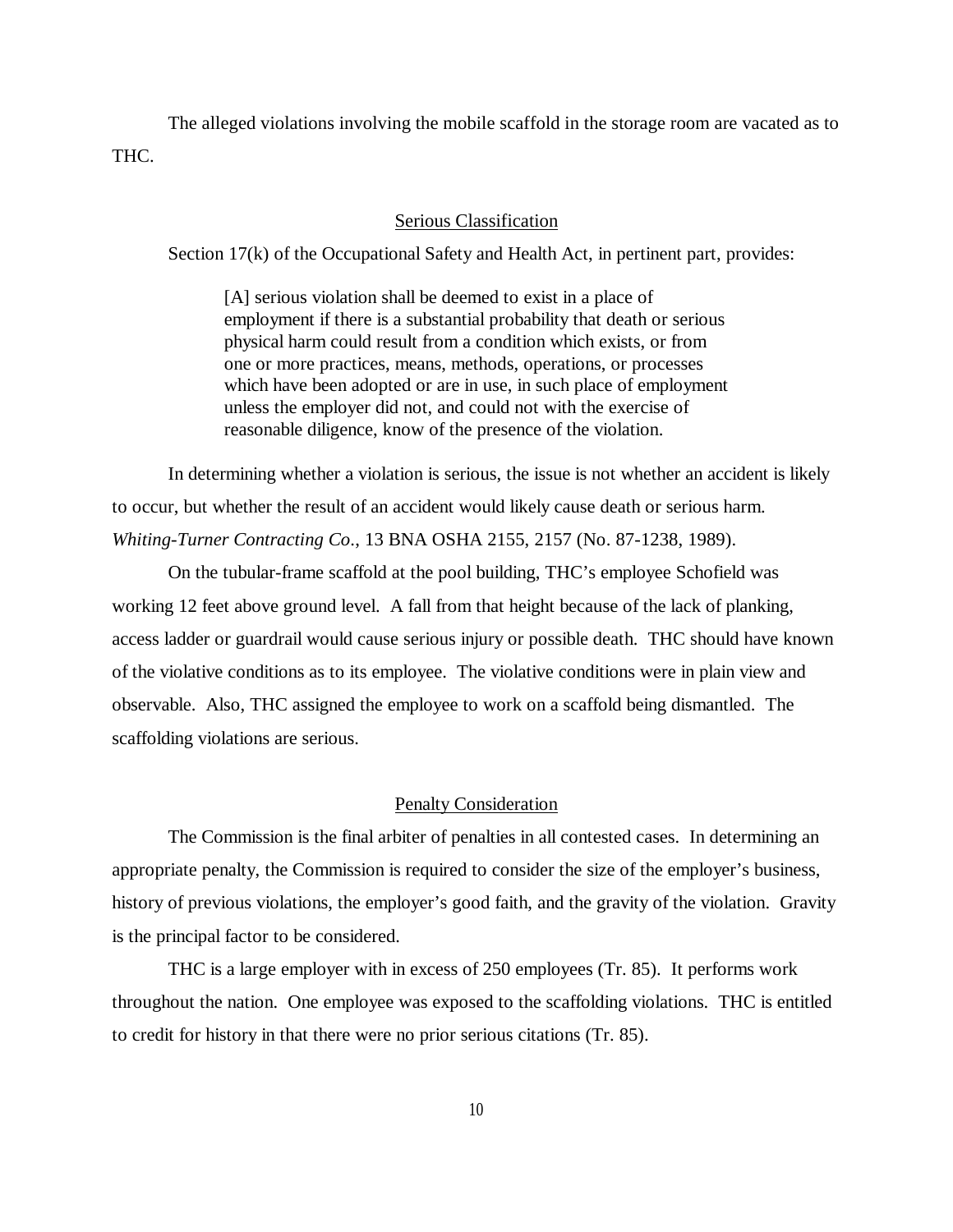The alleged violations involving the mobile scaffold in the storage room are vacated as to THC.

## Serious Classification

Section 17(k) of the Occupational Safety and Health Act, in pertinent part, provides:

> [A] serious violation shall be deemed to exist in a place of employment if there is a substantial probability that death or serious physical harm could result from a condition which exists, or from one or more practices, means, methods, operations, or processes which have been adopted or are in use, in such place of employment unless the employer did not, and could not with the exercise of reasonable diligence, know of the presence of the violation.

In determining whether a violation is serious, the issue is not whether an accident is likely to occur, but whether the result of an accident would likely cause death or serious harm. *Whiting-Turner Contracting Co*., 13 BNA OSHA 2155, 2157 (No. 87-1238, 1989).

On the tubular-frame scaffold at the pool building, THC's employee Schofield was working 12 feet above ground level. A fall from that height because of the lack of planking, access ladder or guardrail would cause serious injury or possible death. THC should have known of the violative conditions as to its employee. The violative conditions were in plain view and observable. Also, THC assigned the employee to work on a scaffold being dismantled. The scaffolding violations are serious.

## Penalty Consideration

The Commission is the final arbiter of penalties in all contested cases. In determining an appropriate penalty, the Commission is required to consider the size of the employer's business, history of previous violations, the employer's good faith, and the gravity of the violation. Gravity is the principal factor to be considered.

THC is a large employer with in excess of 250 employees (Tr. 85). It performs work throughout the nation. One employee was exposed to the scaffolding violations. THC is entitled to credit for history in that there were no prior serious citations (Tr. 85).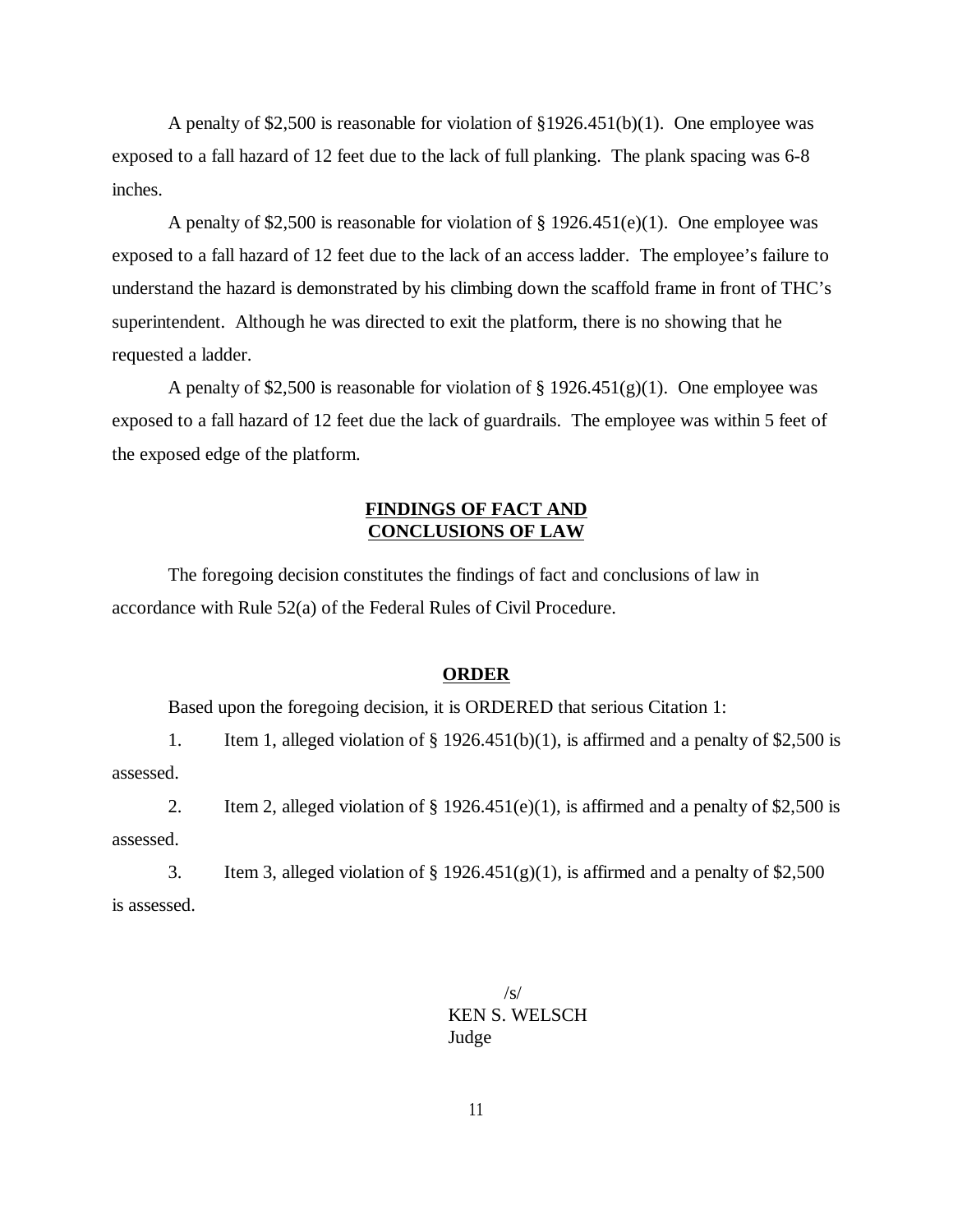A penalty of $2,500 is reasonable for violation of §1926.451(b)(1). One employee was exposed to a fall hazard of 12 feet due to the lack of full planking. The plank spacing was 6-8 inches.

A penalty of $2,500 is reasonable for violation of § 1926.451(e)(1). One employee was exposed to a fall hazard of 12 feet due to the lack of an access ladder. The employee's failure to understand the hazard is demonstrated by his climbing down the scaffold frame in front of THC's superintendent. Although he was directed to exit the platform, there is no showing that he requested a ladder.

A penalty of $2,500 is reasonable for violation of § 1926.451(g)(1). One employee was exposed to a fall hazard of 12 feet due the lack of guardrails. The employee was within 5 feet of the exposed edge of the platform.

## FINDINGS OF FACT AND CONCLUSIONS OF LAW

The foregoing decision constitutes the findings of fact and conclusions of law in accordance with Rule 52(a) of the Federal Rules of Civil Procedure.

## ORDER

Based upon the foregoing decision, it is ORDERED that serious Citation 1:

1. Item 1, alleged violation of § 1926.451(b)(1), is affirmed and a penalty of $2,500 is assessed.

2. Item 2, alleged violation of § 1926.451(e)(1), is affirmed and a penalty of $2,500 is assessed.

3. Item 3, alleged violation of § 1926.451(g)(1), is affirmed and a penalty of $2,500 is assessed.

/s/
KEN S. WELSCH
Judge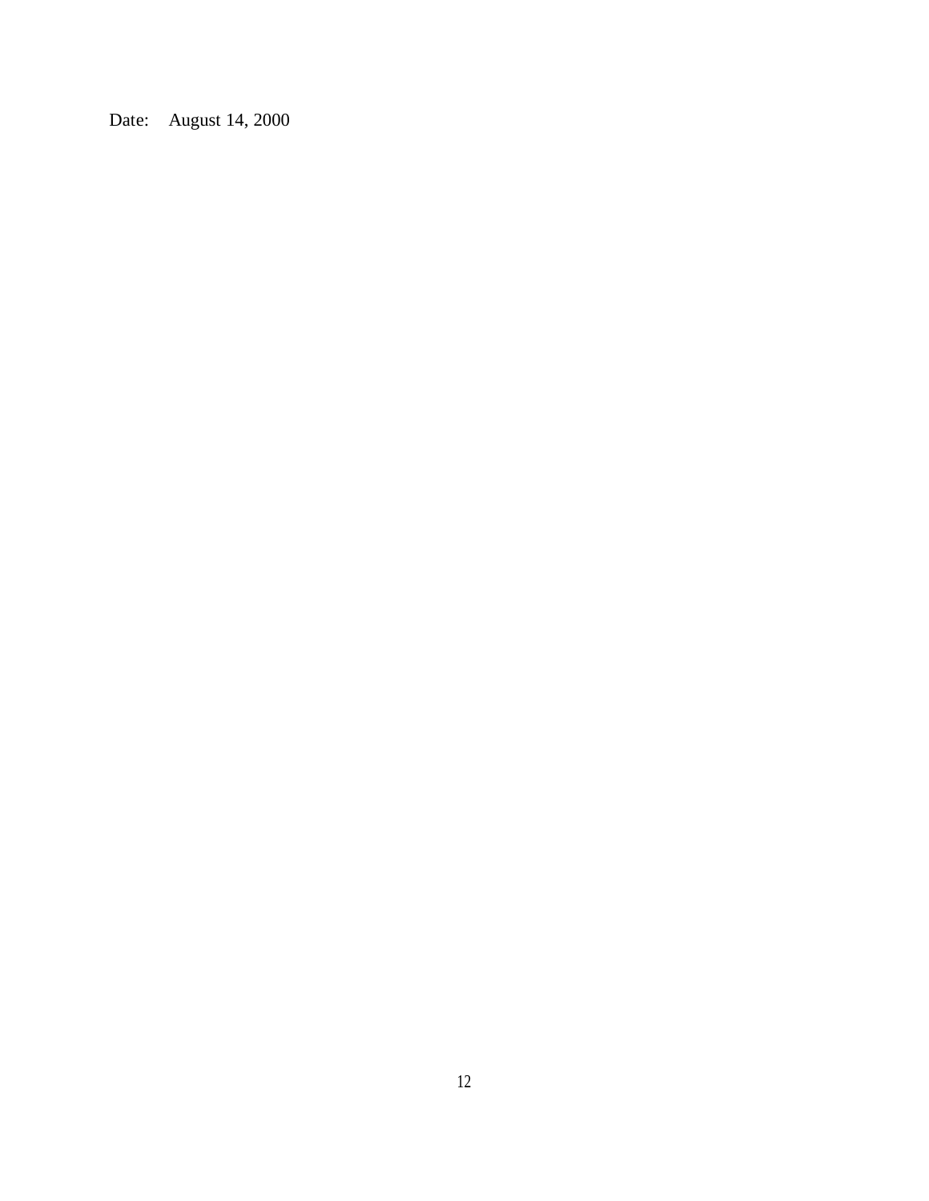Date: August 14, 2000